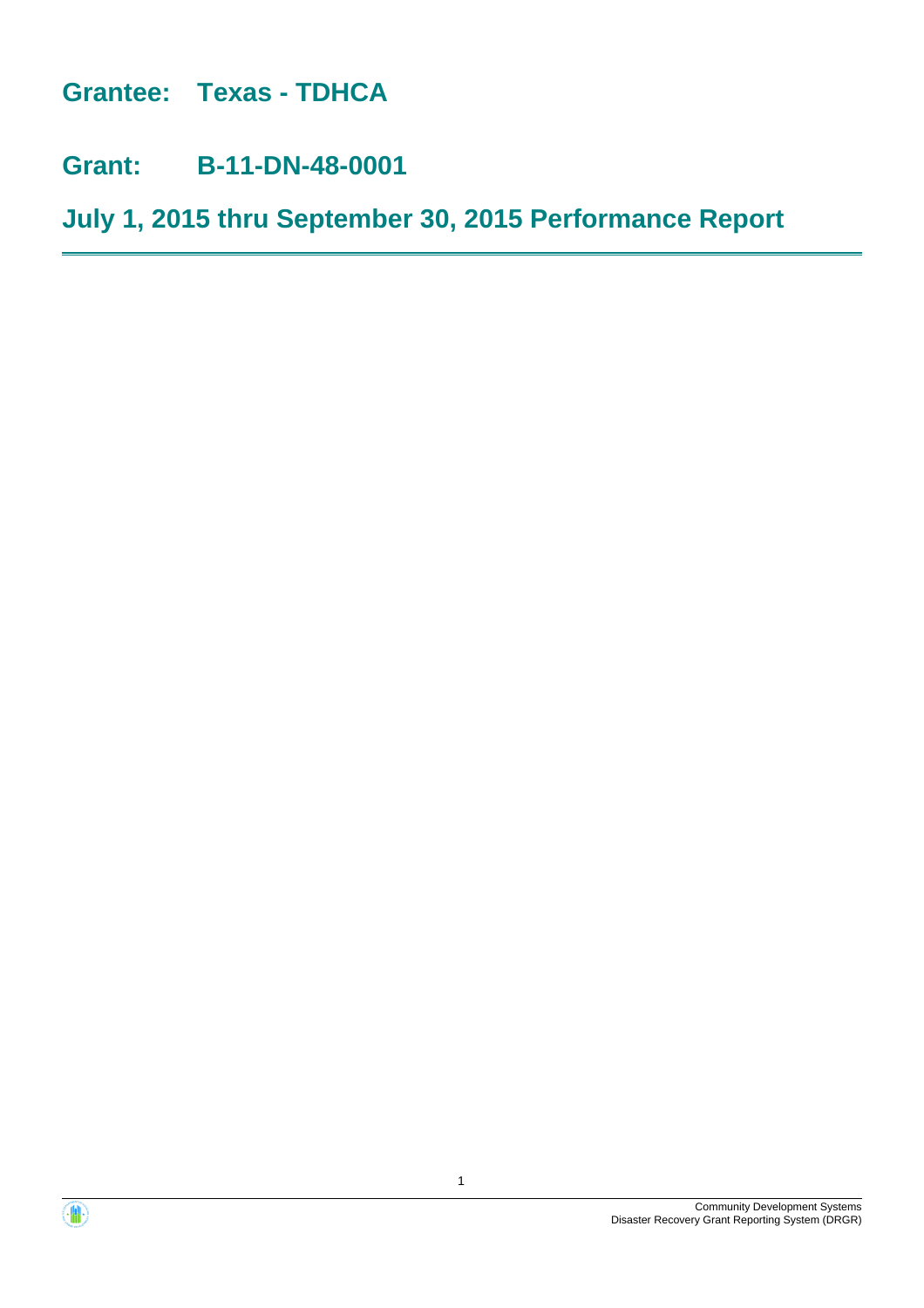# Grantee: Texas - TDHCA

# Grant: B-11-DN-48-0001

# July 1, 2015 thru September 30, 2015 Performance Report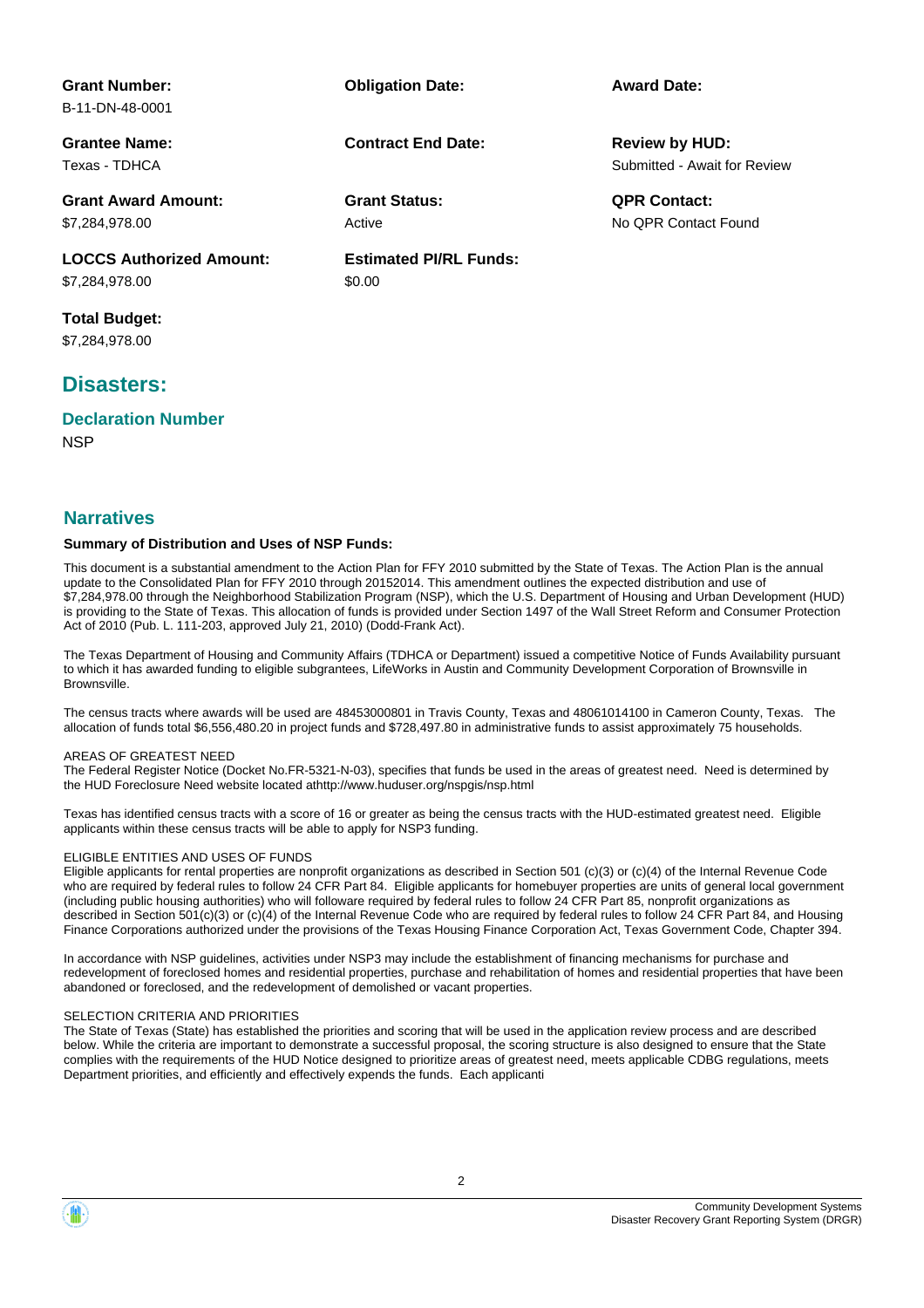**Grant Number:**
B-11-DN-48-0001

**Obligation Date:**

**Award Date:**

**Grantee Name:**
Texas - TDHCA

**Contract End Date:**

**Review by HUD:**
Submitted - Await for Review

**Grant Award Amount:**
$7,284,978.00

**Grant Status:**
Active

**QPR Contact:**
No QPR Contact Found

**LOCCS Authorized Amount:**
$7,284,978.00

**Estimated PI/RL Funds:**
$0.00

**Total Budget:**
$7,284,978.00

## Disasters:

### Declaration Number

NSP

## Narratives

**Summary of Distribution and Uses of NSP Funds:**

This document is a substantial amendment to the Action Plan for FFY 2010 submitted by the State of Texas. The Action Plan is the annual update to the Consolidated Plan for FFY 2010 through 20152014. This amendment outlines the expected distribution and use of $7,284,978.00 through the Neighborhood Stabilization Program (NSP), which the U.S. Department of Housing and Urban Development (HUD) is providing to the State of Texas. This allocation of funds is provided under Section 1497 of the Wall Street Reform and Consumer Protection Act of 2010 (Pub. L. 111-203, approved July 21, 2010) (Dodd-Frank Act).

The Texas Department of Housing and Community Affairs (TDHCA or Department) issued a competitive Notice of Funds Availability pursuant to which it has awarded funding to eligible subgrantees, LifeWorks in Austin and Community Development Corporation of Brownsville in Brownsville.

The census tracts where awards will be used are 48453000801 in Travis County, Texas and 48061014100 in Cameron County, Texas. The allocation of funds total $6,556,480.20 in project funds and $728,497.80 in administrative funds to assist approximately 75 households.

AREAS OF GREATEST NEED
The Federal Register Notice (Docket No.FR-5321-N-03), specifies that funds be used in the areas of greatest need. Need is determined by the HUD Foreclosure Need website located athttp://www.huduser.org/nspgis/nsp.html

Texas has identified census tracts with a score of 16 or greater as being the census tracts with the HUD-estimated greatest need. Eligible applicants within these census tracts will be able to apply for NSP3 funding.

ELIGIBLE ENTITIES AND USES OF FUNDS
Eligible applicants for rental properties are nonprofit organizations as described in Section 501 (c)(3) or (c)(4) of the Internal Revenue Code who are required by federal rules to follow 24 CFR Part 84. Eligible applicants for homebuyer properties are units of general local government (including public housing authorities) who will followare required by federal rules to follow 24 CFR Part 85, nonprofit organizations as described in Section 501(c)(3) or (c)(4) of the Internal Revenue Code who are required by federal rules to follow 24 CFR Part 84, and Housing Finance Corporations authorized under the provisions of the Texas Housing Finance Corporation Act, Texas Government Code, Chapter 394.

In accordance with NSP guidelines, activities under NSP3 may include the establishment of financing mechanisms for purchase and redevelopment of foreclosed homes and residential properties, purchase and rehabilitation of homes and residential properties that have been abandoned or foreclosed, and the redevelopment of demolished or vacant properties.

SELECTION CRITERIA AND PRIORITIES
The State of Texas (State) has established the priorities and scoring that will be used in the application review process and are described below. While the criteria are important to demonstrate a successful proposal, the scoring structure is also designed to ensure that the State complies with the requirements of the HUD Notice designed to prioritize areas of greatest need, meets applicable CDBG regulations, meets Department priorities, and efficiently and effectively expends the funds. Each applicanti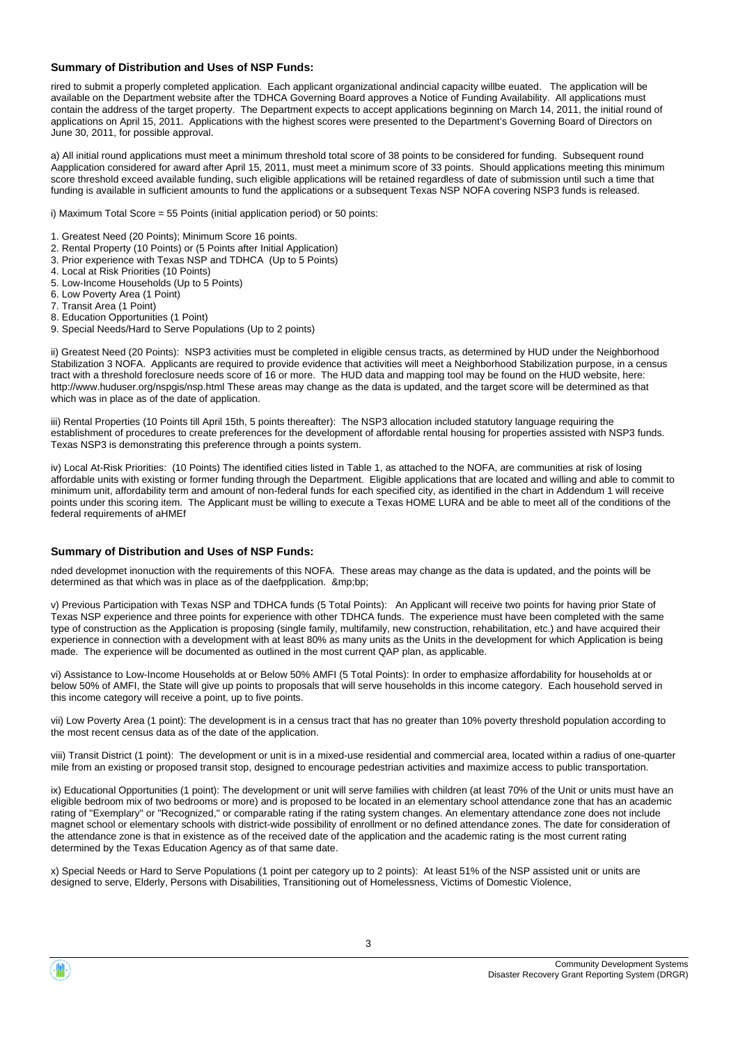### Summary of Distribution and Uses of NSP Funds:

rired to submit a properly completed application. Each applicant organizational andincial capacity willbe euated. The application will be available on the Department website after the TDHCA Governing Board approves a Notice of Funding Availability. All applications must contain the address of the target property. The Department expects to accept applications beginning on March 14, 2011, the initial round of applications on April 15, 2011. Applications with the highest scores were presented to the Department's Governing Board of Directors on June 30, 2011, for possible approval.

a) All initial round applications must meet a minimum threshold total score of 38 points to be considered for funding. Subsequent round Aapplication considered for award after April 15, 2011, must meet a minimum score of 33 points. Should applications meeting this minimum score threshold exceed available funding, such eligible applications will be retained regardless of date of submission until such a time that funding is available in sufficient amounts to fund the applications or a subsequent Texas NSP NOFA covering NSP3 funds is released.

i) Maximum Total Score = 55 Points (initial application period) or 50 points:

1. Greatest Need (20 Points); Minimum Score 16 points.
2. Rental Property (10 Points) or (5 Points after Initial Application)
3. Prior experience with Texas NSP and TDHCA (Up to 5 Points)
4. Local at Risk Priorities (10 Points)
5. Low-Income Households (Up to 5 Points)
6. Low Poverty Area (1 Point)
7. Transit Area (1 Point)
8. Education Opportunities (1 Point)
9. Special Needs/Hard to Serve Populations (Up to 2 points)

ii) Greatest Need (20 Points): NSP3 activities must be completed in eligible census tracts, as determined by HUD under the Neighborhood Stabilization 3 NOFA. Applicants are required to provide evidence that activities will meet a Neighborhood Stabilization purpose, in a census tract with a threshold foreclosure needs score of 16 or more. The HUD data and mapping tool may be found on the HUD website, here: http://www.huduser.org/nspgis/nsp.html These areas may change as the data is updated, and the target score will be determined as that which was in place as of the date of application.

iii) Rental Properties (10 Points till April 15th, 5 points thereafter): The NSP3 allocation included statutory language requiring the establishment of procedures to create preferences for the development of affordable rental housing for properties assisted with NSP3 funds. Texas NSP3 is demonstrating this preference through a points system.

iv) Local At-Risk Priorities: (10 Points) The identified cities listed in Table 1, as attached to the NOFA, are communities at risk of losing affordable units with existing or former funding through the Department. Eligible applications that are located and willing and able to commit to minimum unit, affordability term and amount of non-federal funds for each specified city, as identified in the chart in Addendum 1 will receive points under this scoring item. The Applicant must be willing to execute a Texas HOME LURA and be able to meet all of the conditions of the federal requirements of aHMEf

### Summary of Distribution and Uses of NSP Funds:

nded developmet inonuction with the requirements of this NOFA. These areas may change as the data is updated, and the points will be determined as that which was in place as of the daefpplication. &mp;bp;

v) Previous Participation with Texas NSP and TDHCA funds (5 Total Points): An Applicant will receive two points for having prior State of Texas NSP experience and three points for experience with other TDHCA funds. The experience must have been completed with the same type of construction as the Application is proposing (single family, multifamily, new construction, rehabilitation, etc.) and have acquired their experience in connection with a development with at least 80% as many units as the Units in the development for which Application is being made. The experience will be documented as outlined in the most current QAP plan, as applicable.

vi) Assistance to Low-Income Households at or Below 50% AMFI (5 Total Points): In order to emphasize affordability for households at or below 50% of AMFI, the State will give up points to proposals that will serve households in this income category. Each household served in this income category will receive a point, up to five points.

vii) Low Poverty Area (1 point): The development is in a census tract that has no greater than 10% poverty threshold population according to the most recent census data as of the date of the application.

viii) Transit District (1 point): The development or unit is in a mixed-use residential and commercial area, located within a radius of one-quarter mile from an existing or proposed transit stop, designed to encourage pedestrian activities and maximize access to public transportation.

ix) Educational Opportunities (1 point): The development or unit will serve families with children (at least 70% of the Unit or units must have an eligible bedroom mix of two bedrooms or more) and is proposed to be located in an elementary school attendance zone that has an academic rating of "Exemplary" or "Recognized," or comparable rating if the rating system changes. An elementary attendance zone does not include magnet school or elementary schools with district-wide possibility of enrollment or no defined attendance zones. The date for consideration of the attendance zone is that in existence as of the received date of the application and the academic rating is the most current rating determined by the Texas Education Agency as of that same date.

x) Special Needs or Hard to Serve Populations (1 point per category up to 2 points): At least 51% of the NSP assisted unit or units are designed to serve, Elderly, Persons with Disabilities, Transitioning out of Homelessness, Victims of Domestic Violence,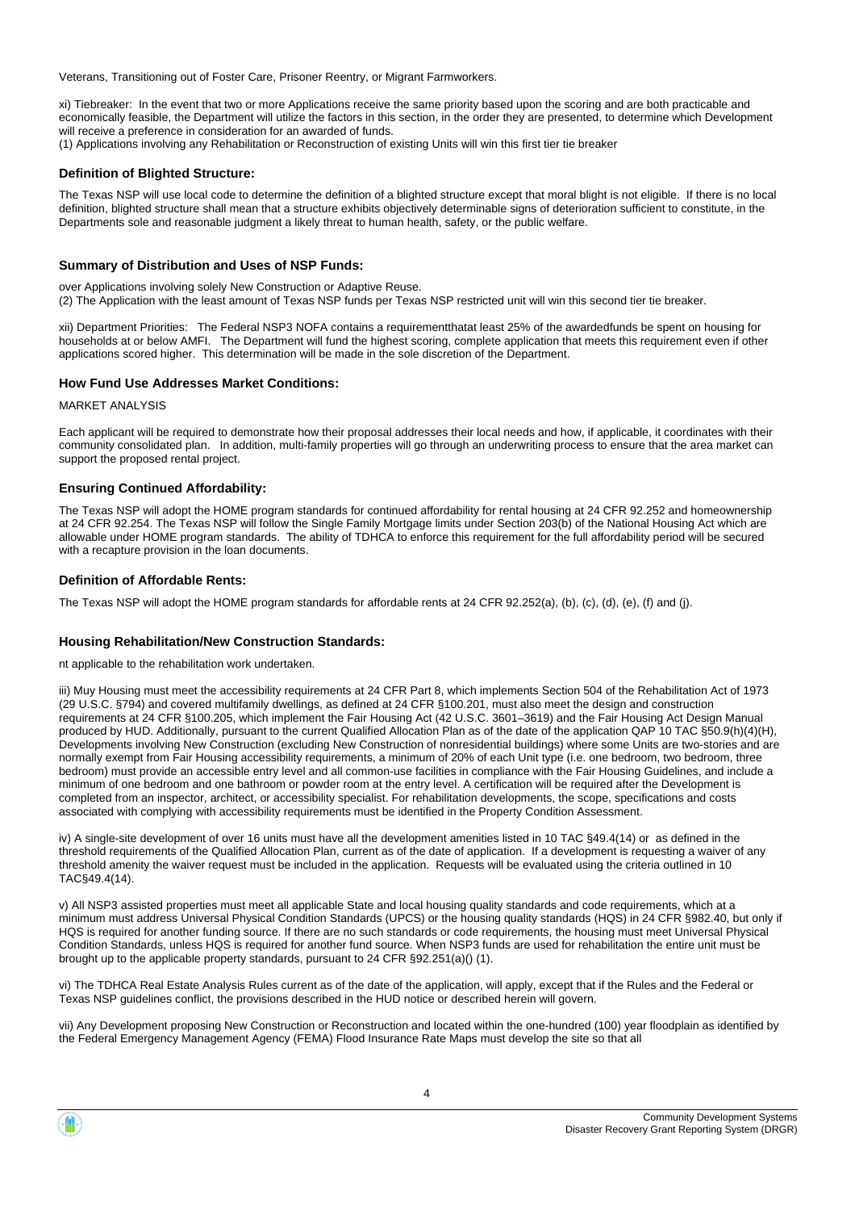Veterans, Transitioning out of Foster Care, Prisoner Reentry, or Migrant Farmworkers.

xi) Tiebreaker: In the event that two or more Applications receive the same priority based upon the scoring and are both practicable and economically feasible, the Department will utilize the factors in this section, in the order they are presented, to determine which Development will receive a preference in consideration for an awarded of funds.
(1) Applications involving any Rehabilitation or Reconstruction of existing Units will win this first tier tie breaker

### Definition of Blighted Structure:

The Texas NSP will use local code to determine the definition of a blighted structure except that moral blight is not eligible. If there is no local definition, blighted structure shall mean that a structure exhibits objectively determinable signs of deterioration sufficient to constitute, in the Departments sole and reasonable judgment a likely threat to human health, safety, or the public welfare.

### Summary of Distribution and Uses of NSP Funds:

over Applications involving solely New Construction or Adaptive Reuse.
(2) The Application with the least amount of Texas NSP funds per Texas NSP restricted unit will win this second tier tie breaker.

xii) Department Priorities: The Federal NSP3 NOFA contains a requirementthatat least 25% of the awardedfunds be spent on housing for households at or below AMFI. The Department will fund the highest scoring, complete application that meets this requirement even if other applications scored higher. This determination will be made in the sole discretion of the Department.

### How Fund Use Addresses Market Conditions:

MARKET ANALYSIS

Each applicant will be required to demonstrate how their proposal addresses their local needs and how, if applicable, it coordinates with their community consolidated plan. In addition, multi-family properties will go through an underwriting process to ensure that the area market can support the proposed rental project.

### Ensuring Continued Affordability:

The Texas NSP will adopt the HOME program standards for continued affordability for rental housing at 24 CFR 92.252 and homeownership at 24 CFR 92.254. The Texas NSP will follow the Single Family Mortgage limits under Section 203(b) of the National Housing Act which are allowable under HOME program standards. The ability of TDHCA to enforce this requirement for the full affordability period will be secured with a recapture provision in the loan documents.

### Definition of Affordable Rents:

The Texas NSP will adopt the HOME program standards for affordable rents at 24 CFR 92.252(a), (b), (c), (d), (e), (f) and (j).

### Housing Rehabilitation/New Construction Standards:

nt applicable to the rehabilitation work undertaken.

iii) Muy Housing must meet the accessibility requirements at 24 CFR Part 8, which implements Section 504 of the Rehabilitation Act of 1973 (29 U.S.C. §794) and covered multifamily dwellings, as defined at 24 CFR §100.201, must also meet the design and construction requirements at 24 CFR §100.205, which implement the Fair Housing Act (42 U.S.C. 3601–3619) and the Fair Housing Act Design Manual produced by HUD. Additionally, pursuant to the current Qualified Allocation Plan as of the date of the application QAP 10 TAC §50.9(h)(4)(H), Developments involving New Construction (excluding New Construction of nonresidential buildings) where some Units are two-stories and are normally exempt from Fair Housing accessibility requirements, a minimum of 20% of each Unit type (i.e. one bedroom, two bedroom, three bedroom) must provide an accessible entry level and all common-use facilities in compliance with the Fair Housing Guidelines, and include a minimum of one bedroom and one bathroom or powder room at the entry level. A certification will be required after the Development is completed from an inspector, architect, or accessibility specialist. For rehabilitation developments, the scope, specifications and costs associated with complying with accessibility requirements must be identified in the Property Condition Assessment.

iv) A single-site development of over 16 units must have all the development amenities listed in 10 TAC §49.4(14) or as defined in the threshold requirements of the Qualified Allocation Plan, current as of the date of application. If a development is requesting a waiver of any threshold amenity the waiver request must be included in the application. Requests will be evaluated using the criteria outlined in 10 TAC§49.4(14).

v) All NSP3 assisted properties must meet all applicable State and local housing quality standards and code requirements, which at a minimum must address Universal Physical Condition Standards (UPCS) or the housing quality standards (HQS) in 24 CFR §982.40, but only if HQS is required for another funding source. If there are no such standards or code requirements, the housing must meet Universal Physical Condition Standards, unless HQS is required for another fund source. When NSP3 funds are used for rehabilitation the entire unit must be brought up to the applicable property standards, pursuant to 24 CFR §92.251(a)() (1).

vi) The TDHCA Real Estate Analysis Rules current as of the date of the application, will apply, except that if the Rules and the Federal or Texas NSP guidelines conflict, the provisions described in the HUD notice or described herein will govern.

vii) Any Development proposing New Construction or Reconstruction and located within the one-hundred (100) year floodplain as identified by the Federal Emergency Management Agency (FEMA) Flood Insurance Rate Maps must develop the site so that all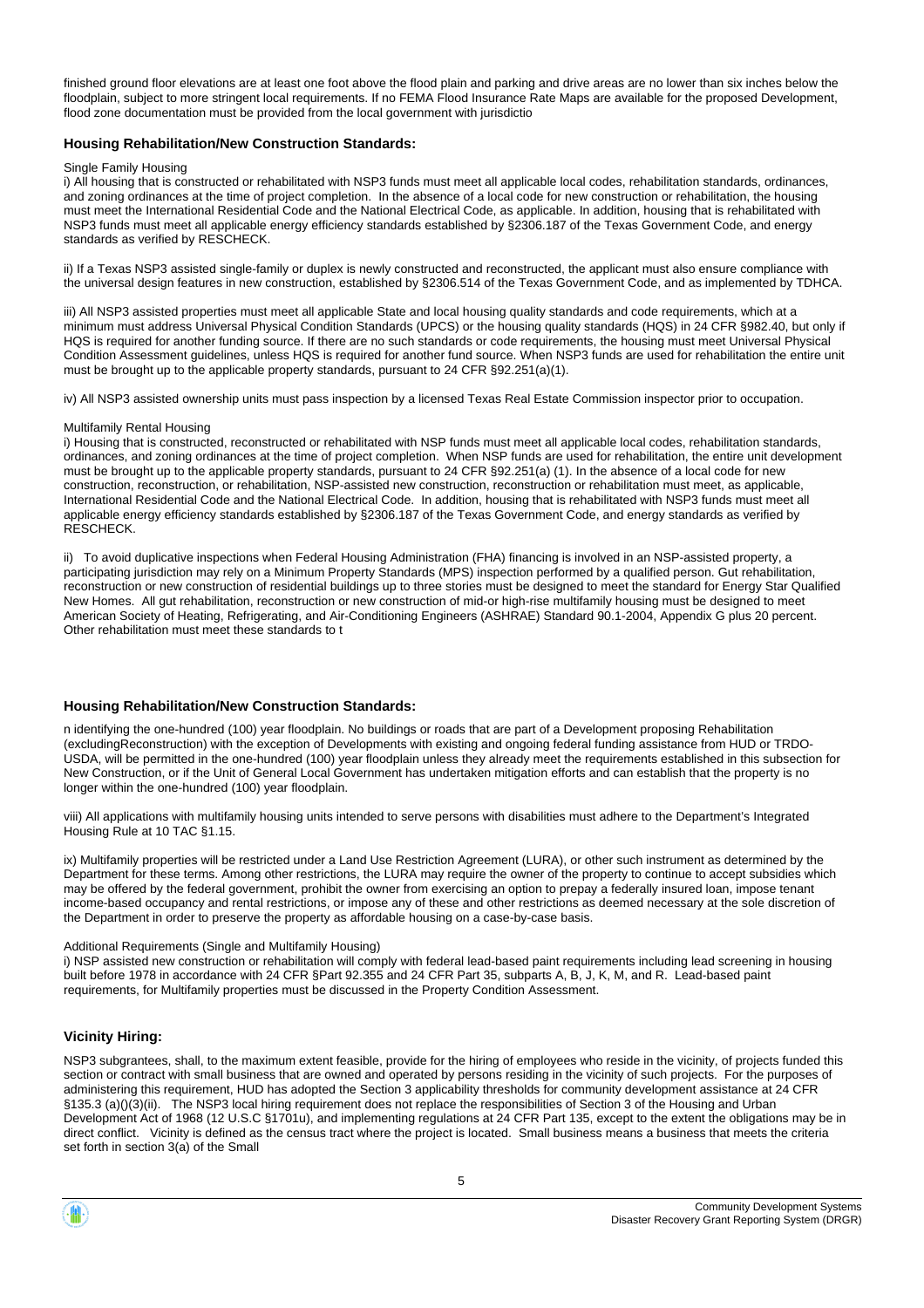finished ground floor elevations are at least one foot above the flood plain and parking and drive areas are no lower than six inches below the floodplain, subject to more stringent local requirements. If no FEMA Flood Insurance Rate Maps are available for the proposed Development, flood zone documentation must be provided from the local government with jurisdictio

### Housing Rehabilitation/New Construction Standards:

Single Family Housing

i) All housing that is constructed or rehabilitated with NSP3 funds must meet all applicable local codes, rehabilitation standards, ordinances, and zoning ordinances at the time of project completion. In the absence of a local code for new construction or rehabilitation, the housing must meet the International Residential Code and the National Electrical Code, as applicable. In addition, housing that is rehabilitated with NSP3 funds must meet all applicable energy efficiency standards established by §2306.187 of the Texas Government Code, and energy standards as verified by RESCHECK.

ii) If a Texas NSP3 assisted single-family or duplex is newly constructed and reconstructed, the applicant must also ensure compliance with the universal design features in new construction, established by §2306.514 of the Texas Government Code, and as implemented by TDHCA.

iii) All NSP3 assisted properties must meet all applicable State and local housing quality standards and code requirements, which at a minimum must address Universal Physical Condition Standards (UPCS) or the housing quality standards (HQS) in 24 CFR §982.40, but only if HQS is required for another funding source. If there are no such standards or code requirements, the housing must meet Universal Physical Condition Assessment guidelines, unless HQS is required for another fund source. When NSP3 funds are used for rehabilitation the entire unit must be brought up to the applicable property standards, pursuant to 24 CFR §92.251(a)(1).

iv) All NSP3 assisted ownership units must pass inspection by a licensed Texas Real Estate Commission inspector prior to occupation.

Multifamily Rental Housing

i) Housing that is constructed, reconstructed or rehabilitated with NSP funds must meet all applicable local codes, rehabilitation standards, ordinances, and zoning ordinances at the time of project completion. When NSP funds are used for rehabilitation, the entire unit development must be brought up to the applicable property standards, pursuant to 24 CFR §92.251(a) (1). In the absence of a local code for new construction, reconstruction, or rehabilitation, NSP-assisted new construction, reconstruction or rehabilitation must meet, as applicable, International Residential Code and the National Electrical Code. In addition, housing that is rehabilitated with NSP3 funds must meet all applicable energy efficiency standards established by §2306.187 of the Texas Government Code, and energy standards as verified by RESCHECK.

ii) To avoid duplicative inspections when Federal Housing Administration (FHA) financing is involved in an NSP-assisted property, a participating jurisdiction may rely on a Minimum Property Standards (MPS) inspection performed by a qualified person. Gut rehabilitation, reconstruction or new construction of residential buildings up to three stories must be designed to meet the standard for Energy Star Qualified New Homes. All gut rehabilitation, reconstruction or new construction of mid-or high-rise multifamily housing must be designed to meet American Society of Heating, Refrigerating, and Air-Conditioning Engineers (ASHRAE) Standard 90.1-2004, Appendix G plus 20 percent. Other rehabilitation must meet these standards to t

### Housing Rehabilitation/New Construction Standards:

n identifying the one-hundred (100) year floodplain. No buildings or roads that are part of a Development proposing Rehabilitation (excludingReconstruction) with the exception of Developments with existing and ongoing federal funding assistance from HUD or TRDO-USDA, will be permitted in the one-hundred (100) year floodplain unless they already meet the requirements established in this subsection for New Construction, or if the Unit of General Local Government has undertaken mitigation efforts and can establish that the property is no longer within the one-hundred (100) year floodplain.

viii) All applications with multifamily housing units intended to serve persons with disabilities must adhere to the Department's Integrated Housing Rule at 10 TAC §1.15.

ix) Multifamily properties will be restricted under a Land Use Restriction Agreement (LURA), or other such instrument as determined by the Department for these terms. Among other restrictions, the LURA may require the owner of the property to continue to accept subsidies which may be offered by the federal government, prohibit the owner from exercising an option to prepay a federally insured loan, impose tenant income-based occupancy and rental restrictions, or impose any of these and other restrictions as deemed necessary at the sole discretion of the Department in order to preserve the property as affordable housing on a case-by-case basis.

Additional Requirements (Single and Multifamily Housing)

i) NSP assisted new construction or rehabilitation will comply with federal lead-based paint requirements including lead screening in housing built before 1978 in accordance with 24 CFR §Part 92.355 and 24 CFR Part 35, subparts A, B, J, K, M, and R. Lead-based paint requirements, for Multifamily properties must be discussed in the Property Condition Assessment.

### Vicinity Hiring:

NSP3 subgrantees, shall, to the maximum extent feasible, provide for the hiring of employees who reside in the vicinity, of projects funded this section or contract with small business that are owned and operated by persons residing in the vicinity of such projects. For the purposes of administering this requirement, HUD has adopted the Section 3 applicability thresholds for community development assistance at 24 CFR §135.3 (a)()(3)(ii). The NSP3 local hiring requirement does not replace the responsibilities of Section 3 of the Housing and Urban Development Act of 1968 (12 U.S.C §1701u), and implementing regulations at 24 CFR Part 135, except to the extent the obligations may be in direct conflict. Vicinity is defined as the census tract where the project is located. Small business means a business that meets the criteria set forth in section 3(a) of the Small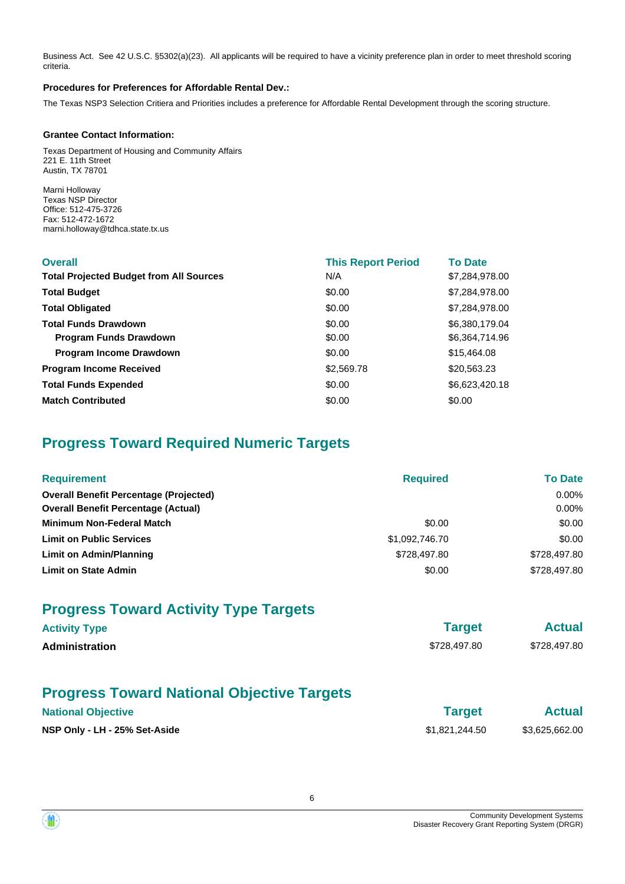Business Act.  See 42 U.S.C. §5302(a)(23).  All applicants will be required to have a vicinity preference plan in order to meet threshold scoring criteria.

**Procedures for Preferences for Affordable Rental Dev.:**

The Texas NSP3 Selection Critiera and Priorities includes a preference for Affordable Rental Development through the scoring structure.

**Grantee Contact Information:**

Texas Department of Housing and Community Affairs
221 E. 11th Street
Austin, TX 78701

Marni Holloway
Texas NSP Director
Office: 512-475-3726
Fax: 512-472-1672
marni.holloway@tdhca.state.tx.us

| Overall | This Report Period | To Date |
| --- | --- | --- |
| **Total Projected Budget from All Sources** | N/A | $7,284,978.00 |
| **Total Budget** | $0.00 | $7,284,978.00 |
| **Total Obligated** | $0.00 | $7,284,978.00 |
| **Total Funds Drawdown** | $0.00 | $6,380,179.04 |
| **Program Funds Drawdown** | $0.00 | $6,364,714.96 |
| **Program Income Drawdown** | $0.00 | $15,464.08 |
| **Program Income Received** | $2,569.78 | $20,563.23 |
| **Total Funds Expended** | $0.00 | $6,623,420.18 |
| **Match Contributed** | $0.00 | $0.00 |

## Progress Toward Required Numeric Targets

| Requirement | Required | To Date |
| --- | --- | --- |
| **Overall Benefit Percentage (Projected)** | | 0.00% |
| **Overall Benefit Percentage (Actual)** | | 0.00% |
| **Minimum Non-Federal Match** | $0.00 | $0.00 |
| **Limit on Public Services** | $1,092,746.70 | $0.00 |
| **Limit on Admin/Planning** | $728,497.80 | $728,497.80 |
| **Limit on State Admin** | $0.00 | $728,497.80 |

## Progress Toward Activity Type Targets

| Activity Type | Target | Actual |
| --- | --- | --- |
| **Administration** | $728,497.80 | $728,497.80 |

## Progress Toward National Objective Targets

| National Objective | Target | Actual |
| --- | --- | --- |
| **NSP Only - LH - 25% Set-Aside** | $1,821,244.50 | $3,625,662.00 |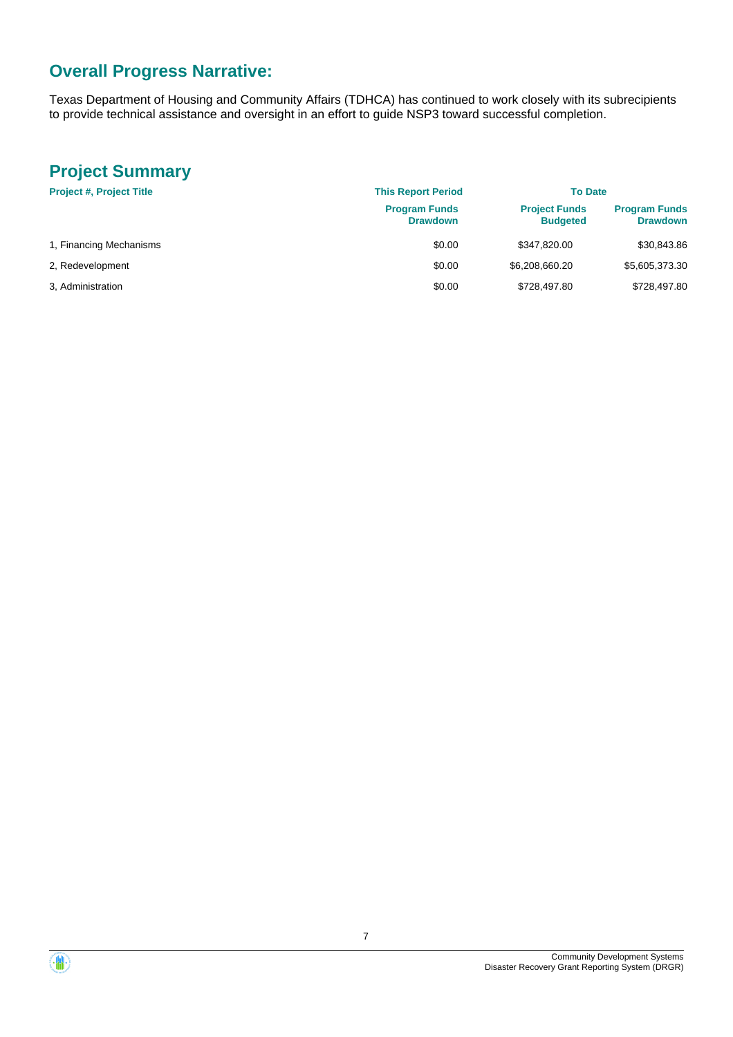## Overall Progress Narrative:

Texas Department of Housing and Community Affairs (TDHCA) has continued to work closely with its subrecipients to provide technical assistance and oversight in an effort to guide NSP3 toward successful completion.

## Project Summary

| Project #, Project Title | This Report Period | To Date | |
|---|---|---|---|
| | Program Funds Drawdown | Project Funds Budgeted | Program Funds Drawdown |
| 1, Financing Mechanisms | $0.00 | $347,820.00 | $30,843.86 |
| 2, Redevelopment | $0.00 | $6,208,660.20 | $5,605,373.30 |
| 3, Administration | $0.00 | $728,497.80 | $728,497.80 |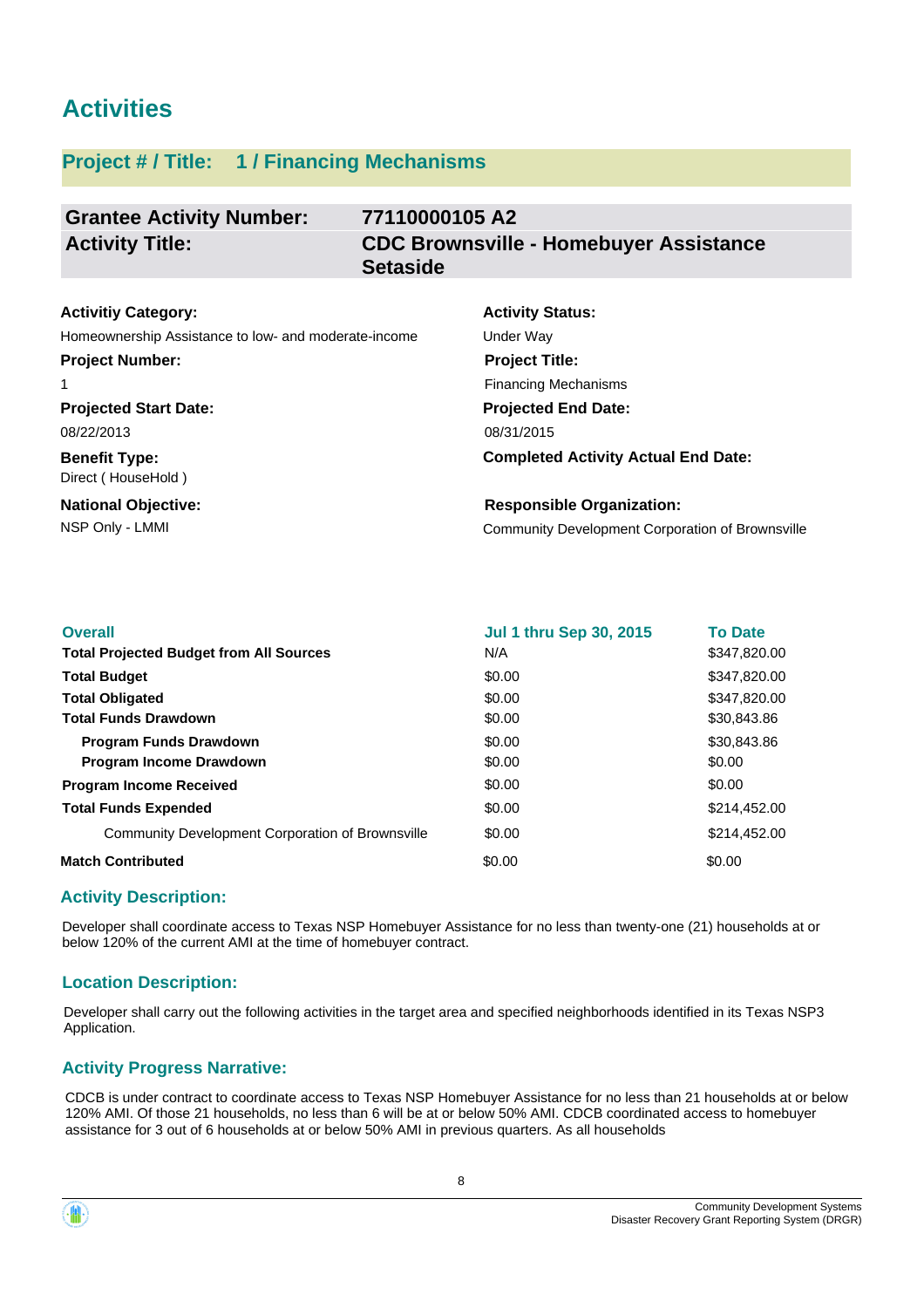# Activities

## Project # / Title: 1 / Financing Mechanisms

| **Grantee Activity Number:** | **77110000105 A2** |
| --- | --- |
| **Activity Title:** | **CDC Brownsville - Homebuyer Assistance Setaside** |

**Activitiy Category:**
Homeownership Assistance to low- and moderate-income

**Activity Status:**
Under Way

**Project Number:**
1

**Project Title:**
Financing Mechanisms

**Projected Start Date:**
08/22/2013

**Projected End Date:**
08/31/2015

**Benefit Type:**
Direct ( HouseHold )

**Completed Activity Actual End Date:**

**National Objective:**
NSP Only - LMMI

**Responsible Organization:**
Community Development Corporation of Brownsville

| **Overall** | **Jul 1 thru Sep 30, 2015** | **To Date** |
| --- | --- | --- |
| **Total Projected Budget from All Sources** | N/A | $347,820.00 |
| **Total Budget** | $0.00 | $347,820.00 |
| **Total Obligated** | $0.00 | $347,820.00 |
| **Total Funds Drawdown** | $0.00 | $30,843.86 |
| **Program Funds Drawdown** | $0.00 | $30,843.86 |
| **Program Income Drawdown** | $0.00 | $0.00 |
| **Program Income Received** | $0.00 | $0.00 |
| **Total Funds Expended** | $0.00 | $214,452.00 |
| Community Development Corporation of Brownsville | $0.00 | $214,452.00 |
| **Match Contributed** | $0.00 | $0.00 |

### Activity Description:

Developer shall coordinate access to Texas NSP Homebuyer Assistance for no less than twenty-one (21) households at or below 120% of the current AMI at the time of homebuyer contract.

### Location Description:

Developer shall carry out the following activities in the target area and specified neighborhoods identified in its Texas NSP3 Application.

### Activity Progress Narrative:

CDCB is under contract to coordinate access to Texas NSP Homebuyer Assistance for no less than 21 households at or below 120% AMI. Of those 21 households, no less than 6 will be at or below 50% AMI. CDCB coordinated access to homebuyer assistance for 3 out of 6 households at or below 50% AMI in previous quarters. As all households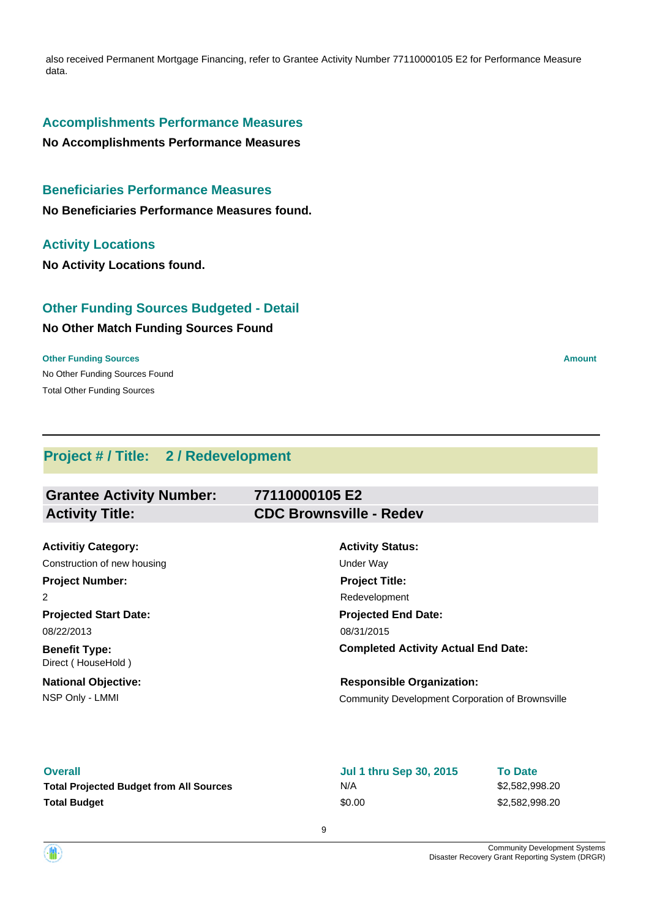also received Permanent Mortgage Financing, refer to Grantee Activity Number 77110000105 E2 for Performance Measure data.

## Accomplishments Performance Measures

**No Accomplishments Performance Measures**

## Beneficiaries Performance Measures

**No Beneficiaries Performance Measures found.**

## Activity Locations

**No Activity Locations found.**

## Other Funding Sources Budgeted - Detail

**No Other Match Funding Sources Found**

| Other Funding Sources | Amount |
| --- | --- |
| No Other Funding Sources Found | |
| Total Other Funding Sources | |

## Project # / Title: 2 / Redevelopment

| | |
| --- | --- |
| **Grantee Activity Number:** | **77110000105 E2** |
| **Activity Title:** | **CDC Brownsville - Redev** |

**Activitiy Category:**
Construction of new housing

**Activity Status:**
Under Way

**Project Number:**
2

**Project Title:**
Redevelopment

**Projected Start Date:**
08/22/2013

**Projected End Date:**
08/31/2015

**Benefit Type:**
Direct ( HouseHold )

**Completed Activity Actual End Date:**

**National Objective:**
NSP Only - LMMI

**Responsible Organization:**
Community Development Corporation of Brownsville

| Overall | Jul 1 thru Sep 30, 2015 | To Date |
| --- | --- | --- |
| **Total Projected Budget from All Sources** | N/A | $2,582,998.20 |
| **Total Budget** | $0.00 | $2,582,998.20 |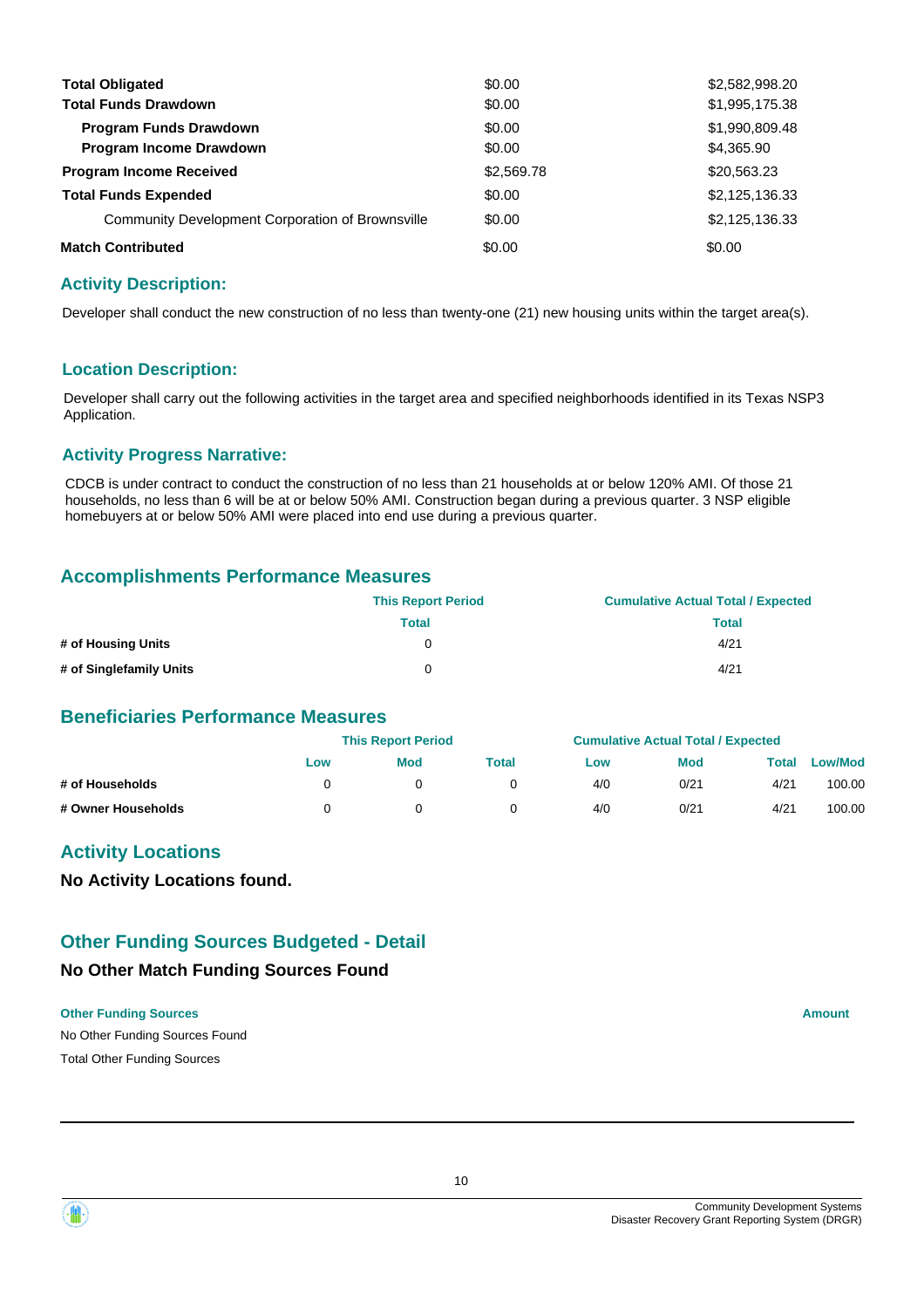| | | |
|---|---|---|
| **Total Obligated** | $0.00 | $2,582,998.20 |
| **Total Funds Drawdown** | $0.00 | $1,995,175.38 |
| **Program Funds Drawdown** | $0.00 | $1,990,809.48 |
| **Program Income Drawdown** | $0.00 | $4,365.90 |
| **Program Income Received** | $2,569.78 | $20,563.23 |
| **Total Funds Expended** | $0.00 | $2,125,136.33 |
| Community Development Corporation of Brownsville | $0.00 | $2,125,136.33 |
| **Match Contributed** | $0.00 | $0.00 |

## Activity Description:

Developer shall conduct the new construction of no less than twenty-one (21) new housing units within the target area(s).

## Location Description:

Developer shall carry out the following activities in the target area and specified neighborhoods identified in its Texas NSP3 Application.

## Activity Progress Narrative:

CDCB is under contract to conduct the construction of no less than 21 households at or below 120% AMI. Of those 21 households, no less than 6 will be at or below 50% AMI. Construction began during a previous quarter. 3 NSP eligible homebuyers at or below 50% AMI were placed into end use during a previous quarter.

## Accomplishments Performance Measures

| | This Report Period | Cumulative Actual Total / Expected |
|---|---|---|
| | Total | Total |
| # of Housing Units | 0 | 4/21 |
| # of Singlefamily Units | 0 | 4/21 |

## Beneficiaries Performance Measures

| | This Report Period | | | Cumulative Actual Total / Expected | | | |
|---|---|---|---|---|---|---|---|
| | Low | Mod | Total | Low | Mod | Total | Low/Mod |
| # of Households | 0 | 0 | 0 | 4/0 | 0/21 | 4/21 | 100.00 |
| # Owner Households | 0 | 0 | 0 | 4/0 | 0/21 | 4/21 | 100.00 |

## Activity Locations

**No Activity Locations found.**

## Other Funding Sources Budgeted - Detail

### No Other Match Funding Sources Found

| Other Funding Sources | Amount |
|---|---|
| No Other Funding Sources Found | |
| Total Other Funding Sources | |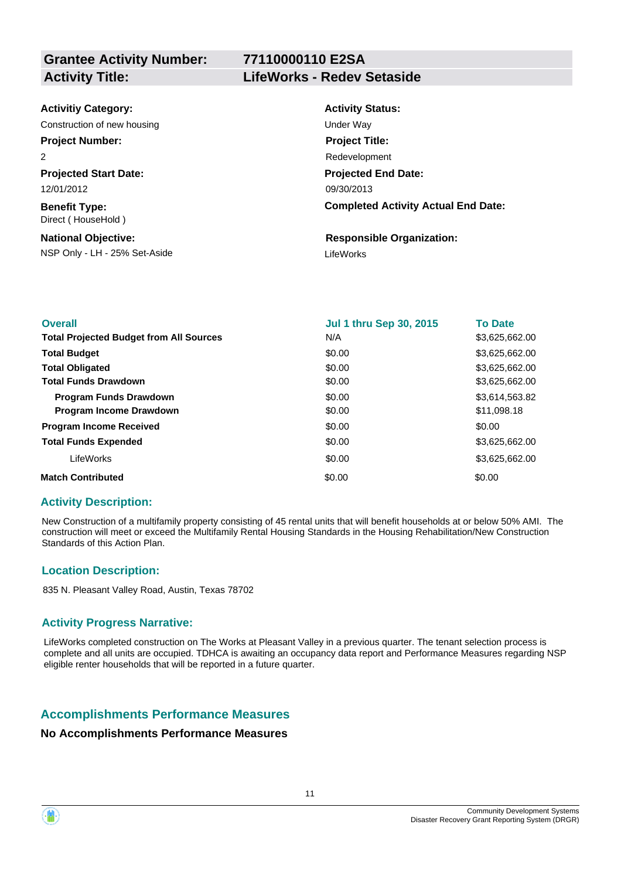| **Grantee Activity Number:** | **77110000110 E2SA** |
|---|---|
| **Activity Title:** | **LifeWorks - Redev Setaside** |

**Activitiy Category:**
Construction of new housing

**Activity Status:**
Under Way

**Project Number:**
2

**Project Title:**
Redevelopment

**Projected Start Date:**
12/01/2012

**Projected End Date:**
09/30/2013

**Benefit Type:**
Direct ( HouseHold )

**Completed Activity Actual End Date:**

**National Objective:**
NSP Only - LH - 25% Set-Aside

**Responsible Organization:**
LifeWorks

| **Overall** | **Jul 1 thru Sep 30, 2015** | **To Date** |
|---|---|---|
| **Total Projected Budget from All Sources** | N/A | $3,625,662.00 |
| **Total Budget** | $0.00 | $3,625,662.00 |
| **Total Obligated** | $0.00 | $3,625,662.00 |
| **Total Funds Drawdown** | $0.00 | $3,625,662.00 |
| **Program Funds Drawdown** | $0.00 | $3,614,563.82 |
| **Program Income Drawdown** | $0.00 | $11,098.18 |
| **Program Income Received** | $0.00 | $0.00 |
| **Total Funds Expended** | $0.00 | $3,625,662.00 |
| LifeWorks | $0.00 | $3,625,662.00 |
| **Match Contributed** | $0.00 | $0.00 |

## Activity Description:

New Construction of a multifamily property consisting of 45 rental units that will benefit households at or below 50% AMI. The construction will meet or exceed the Multifamily Rental Housing Standards in the Housing Rehabilitation/New Construction Standards of this Action Plan.

## Location Description:

835 N. Pleasant Valley Road, Austin, Texas 78702

## Activity Progress Narrative:

LifeWorks completed construction on The Works at Pleasant Valley in a previous quarter. The tenant selection process is complete and all units are occupied. TDHCA is awaiting an occupancy data report and Performance Measures regarding NSP eligible renter households that will be reported in a future quarter.

## Accomplishments Performance Measures

**No Accomplishments Performance Measures**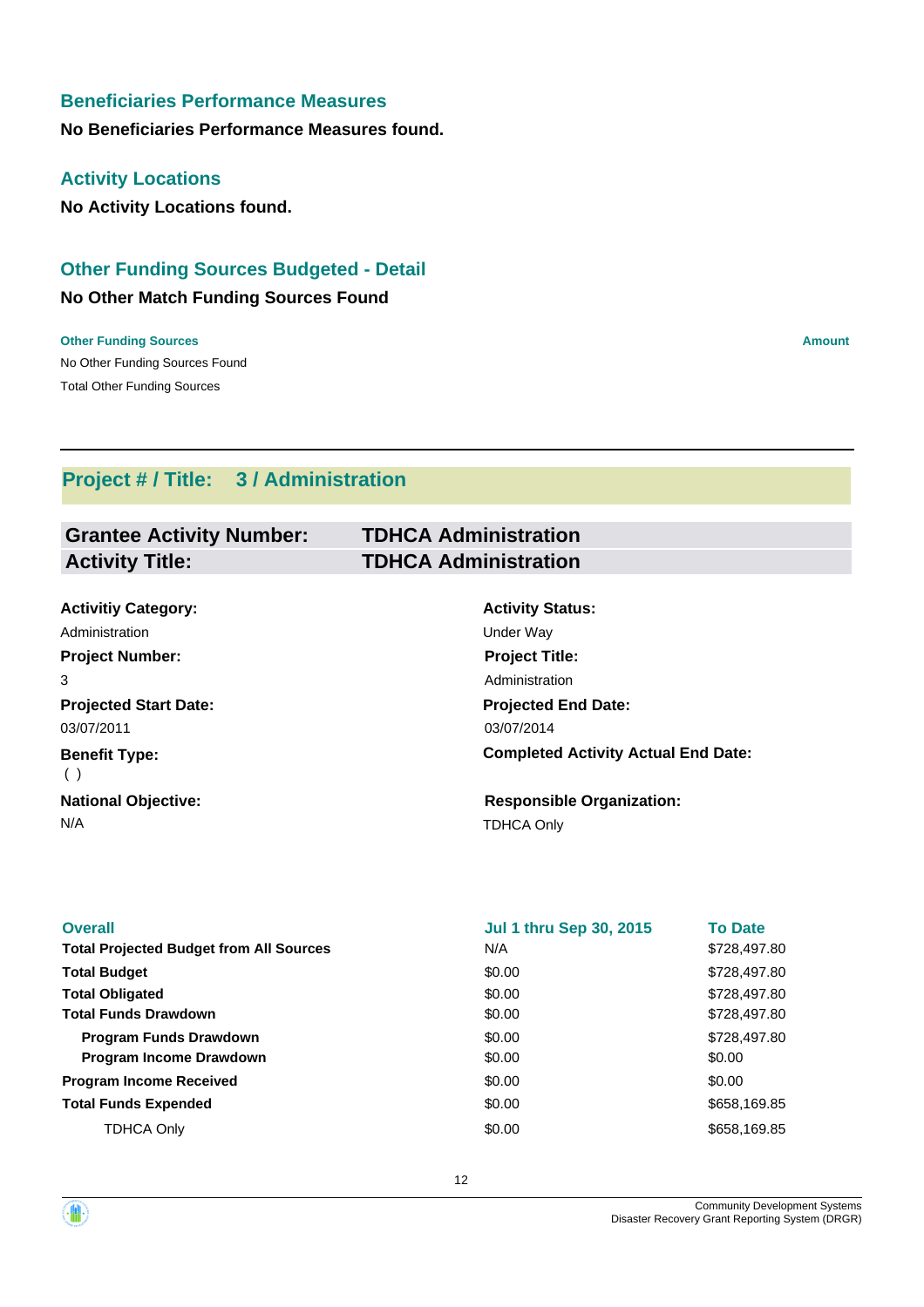## Beneficiaries Performance Measures

**No Beneficiaries Performance Measures found.**

## Activity Locations

**No Activity Locations found.**

## Other Funding Sources Budgeted - Detail

### No Other Match Funding Sources Found

| Other Funding Sources | Amount |
|---|---|
| No Other Funding Sources Found | |
| Total Other Funding Sources | |

---

## Project # / Title: 3 / Administration

| | |
|---|---|
| **Grantee Activity Number:** | **TDHCA Administration** |
| **Activity Title:** | **TDHCA Administration** |

**Activitiy Category:**
Administration

**Activity Status:**
Under Way

**Project Number:**
3

**Project Title:**
Administration

**Projected Start Date:**
03/07/2011

**Projected End Date:**
03/07/2014

**Benefit Type:**
( )

**Completed Activity Actual End Date:**

**National Objective:**
N/A

**Responsible Organization:**
TDHCA Only

| Overall | Jul 1 thru Sep 30, 2015 | To Date |
|---|---|---|
| **Total Projected Budget from All Sources** | N/A | $728,497.80 |
| **Total Budget** | $0.00 | $728,497.80 |
| **Total Obligated** | $0.00 | $728,497.80 |
| **Total Funds Drawdown** | $0.00 | $728,497.80 |
| **Program Funds Drawdown** | $0.00 | $728,497.80 |
| **Program Income Drawdown** | $0.00 | $0.00 |
| **Program Income Received** | $0.00 | $0.00 |
| **Total Funds Expended** | $0.00 | $658,169.85 |
| TDHCA Only | $0.00 | $658,169.85 |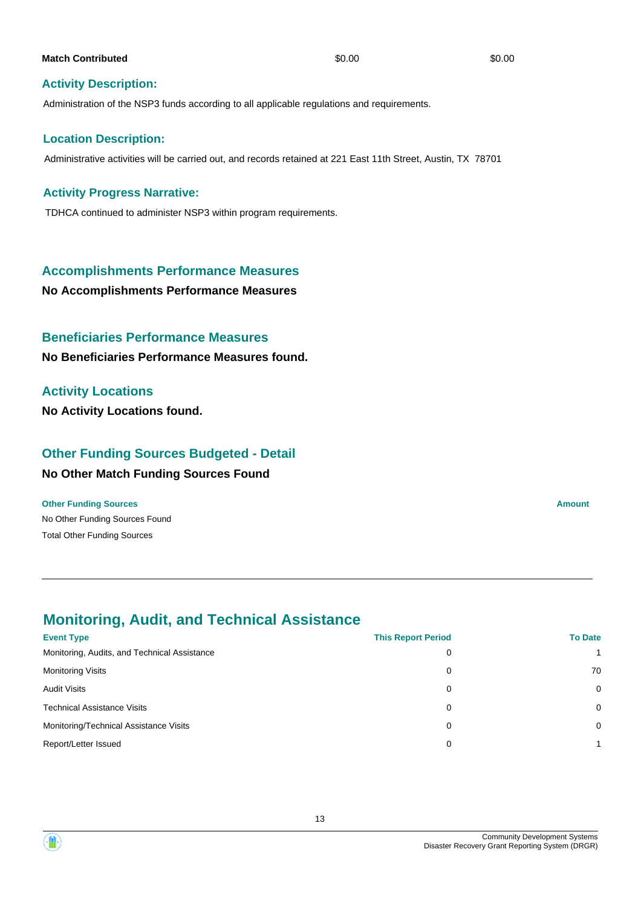| | | |
|---|---|---|
| **Match Contributed** | $0.00 | $0.00 |

### Activity Description:

Administration of the NSP3 funds according to all applicable regulations and requirements.

### Location Description:

Administrative activities will be carried out, and records retained at 221 East 11th Street, Austin, TX 78701

### Activity Progress Narrative:

TDHCA continued to administer NSP3 within program requirements.

### Accomplishments Performance Measures

**No Accomplishments Performance Measures**

### Beneficiaries Performance Measures

**No Beneficiaries Performance Measures found.**

### Activity Locations

**No Activity Locations found.**

### Other Funding Sources Budgeted - Detail

**No Other Match Funding Sources Found**

| Other Funding Sources | Amount |
|---|---|
| No Other Funding Sources Found | |
| Total Other Funding Sources | |

## Monitoring, Audit, and Technical Assistance

| Event Type | This Report Period | To Date |
|---|---|---|
| Monitoring, Audits, and Technical Assistance | 0 | 1 |
| Monitoring Visits | 0 | 70 |
| Audit Visits | 0 | 0 |
| Technical Assistance Visits | 0 | 0 |
| Monitoring/Technical Assistance Visits | 0 | 0 |
| Report/Letter Issued | 0 | 1 |